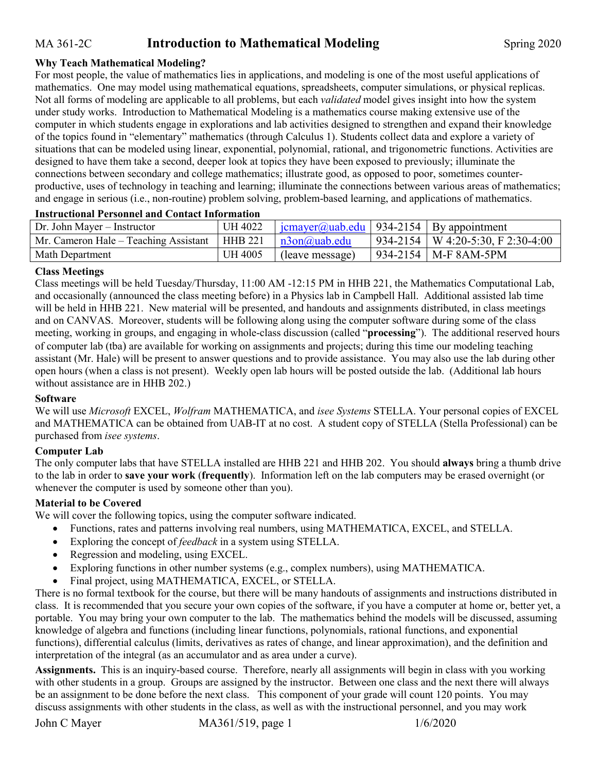# MA 361-2C **Introduction to Mathematical Modeling** Spring 2020

**Why Teach Mathematical Modeling?**

For most people, the value of mathematics lies in applications, and modeling is one of the most useful applications of mathematics. One may model using mathematical equations, spreadsheets, computer simulations, or physical replicas. Not all forms of modeling are applicable to all problems, but each *validated* model gives insight into how the system under study works. Introduction to Mathematical Modeling is a mathematics course making extensive use of the computer in which students engage in explorations and lab activities designed to strengthen and expand their knowledge of the topics found in "elementary" mathematics (through Calculus 1). Students collect data and explore a variety of situations that can be modeled using linear, exponential, polynomial, rational, and trigonometric functions. Activities are designed to have them take a second, deeper look at topics they have been exposed to previously; illuminate the connections between secondary and college mathematics; illustrate good, as opposed to poor, sometimes counter-productive, uses of technology in teaching and learning; illuminate the connections between various areas of mathematics; and engage in serious (i.e., non-routine) problem solving, problem-based learning, and applications of mathematics.

**Instructional Personnel and Contact Information**

| | | | | |
|---|---|---|---|---|
| Dr. John Mayer – Instructor | UH 4022 | jcmayer@uab.edu | 934-2154 | By appointment |
| Mr. Cameron Hale – Teaching Assistant | HHB 221 | n3on@uab.edu | 934-2154 | W 4:20-5:30, F 2:30-4:00 |
| Math Department | UH 4005 | (leave message) | 934-2154 | M-F 8AM-5PM |

**Class Meetings**

Class meetings will be held Tuesday/Thursday, 11:00 AM -12:15 PM in HHB 221, the Mathematics Computational Lab, and occasionally (announced the class meeting before) in a Physics lab in Campbell Hall. Additional assisted lab time will be held in HHB 221. New material will be presented, and handouts and assignments distributed, in class meetings and on CANVAS. Moreover, students will be following along using the computer software during some of the class meeting, working in groups, and engaging in whole-class discussion (called "**processing**"). The additional reserved hours of computer lab (tba) are available for working on assignments and projects; during this time our modeling teaching assistant (Mr. Hale) will be present to answer questions and to provide assistance. You may also use the lab during other open hours (when a class is not present). Weekly open lab hours will be posted outside the lab. (Additional lab hours without assistance are in HHB 202.)

**Software**

We will use *Microsoft* EXCEL, *Wolfram* MATHEMATICA, and *isee Systems* STELLA. Your personal copies of EXCEL and MATHEMATICA can be obtained from UAB-IT at no cost. A student copy of STELLA (Stella Professional) can be purchased from *isee systems*.

**Computer Lab**

The only computer labs that have STELLA installed are HHB 221 and HHB 202. You should **always** bring a thumb drive to the lab in order to **save your work** (**frequently**). Information left on the lab computers may be erased overnight (or whenever the computer is used by someone other than you).

**Material to be Covered**

We will cover the following topics, using the computer software indicated.

- Functions, rates and patterns involving real numbers, using MATHEMATICA, EXCEL, and STELLA.
- Exploring the concept of *feedback* in a system using STELLA.
- Regression and modeling, using EXCEL.
- Exploring functions in other number systems (e.g., complex numbers), using MATHEMATICA.
- Final project, using MATHEMATICA, EXCEL, or STELLA.

There is no formal textbook for the course, but there will be many handouts of assignments and instructions distributed in class. It is recommended that you secure your own copies of the software, if you have a computer at home or, better yet, a portable. You may bring your own computer to the lab. The mathematics behind the models will be discussed, assuming knowledge of algebra and functions (including linear functions, polynomials, rational functions, and exponential functions), differential calculus (limits, derivatives as rates of change, and linear approximation), and the definition and interpretation of the integral (as an accumulator and as area under a curve).

**Assignments.** This is an inquiry-based course. Therefore, nearly all assignments will begin in class with you working with other students in a group. Groups are assigned by the instructor. Between one class and the next there will always be an assignment to be done before the next class. This component of your grade will count 120 points. You may discuss assignments with other students in the class, as well as with the instructional personnel, and you may work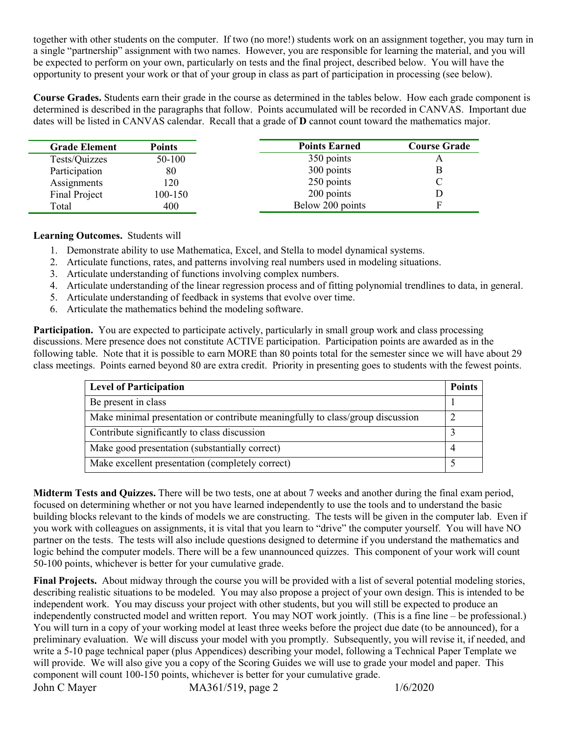together with other students on the computer. If two (no more!) students work on an assignment together, you may turn in a single "partnership" assignment with two names. However, you are responsible for learning the material, and you will be expected to perform on your own, particularly on tests and the final project, described below. You will have the opportunity to present your work or that of your group in class as part of participation in processing (see below).

**Course Grades.** Students earn their grade in the course as determined in the tables below. How each grade component is determined is described in the paragraphs that follow. Points accumulated will be recorded in CANVAS. Important due dates will be listed in CANVAS calendar. Recall that a grade of **D** cannot count toward the mathematics major.

| Grade Element | Points |
|---|---|
| Tests/Quizzes | 50-100 |
| Participation | 80 |
| Assignments | 120 |
| Final Project | 100-150 |
| Total | 400 |

| Points Earned | Course Grade |
|---|---|
| 350 points | A |
| 300 points | B |
| 250 points | C |
| 200 points | D |
| Below 200 points | F |

**Learning Outcomes.** Students will

1. Demonstrate ability to use Mathematica, Excel, and Stella to model dynamical systems.
2. Articulate functions, rates, and patterns involving real numbers used in modeling situations.
3. Articulate understanding of functions involving complex numbers.
4. Articulate understanding of the linear regression process and of fitting polynomial trendlines to data, in general.
5. Articulate understanding of feedback in systems that evolve over time.
6. Articulate the mathematics behind the modeling software.

**Participation.** You are expected to participate actively, particularly in small group work and class processing discussions. Mere presence does not constitute ACTIVE participation. Participation points are awarded as in the following table. Note that it is possible to earn MORE than 80 points total for the semester since we will have about 29 class meetings. Points earned beyond 80 are extra credit. Priority in presenting goes to students with the fewest points.

| Level of Participation | Points |
|---|---|
| Be present in class | 1 |
| Make minimal presentation or contribute meaningfully to class/group discussion | 2 |
| Contribute significantly to class discussion | 3 |
| Make good presentation (substantially correct) | 4 |
| Make excellent presentation (completely correct) | 5 |

**Midterm Tests and Quizzes.** There will be two tests, one at about 7 weeks and another during the final exam period, focused on determining whether or not you have learned independently to use the tools and to understand the basic building blocks relevant to the kinds of models we are constructing. The tests will be given in the computer lab. Even if you work with colleagues on assignments, it is vital that you learn to "drive" the computer yourself. You will have NO partner on the tests. The tests will also include questions designed to determine if you understand the mathematics and logic behind the computer models. There will be a few unannounced quizzes. This component of your work will count 50-100 points, whichever is better for your cumulative grade.

**Final Projects.** About midway through the course you will be provided with a list of several potential modeling stories, describing realistic situations to be modeled. You may also propose a project of your own design. This is intended to be independent work. You may discuss your project with other students, but you will still be expected to produce an independently constructed model and written report. You may NOT work jointly. (This is a fine line – be professional.) You will turn in a copy of your working model at least three weeks before the project due date (to be announced), for a preliminary evaluation. We will discuss your model with you promptly. Subsequently, you will revise it, if needed, and write a 5-10 page technical paper (plus Appendices) describing your model, following a Technical Paper Template we will provide. We will also give you a copy of the Scoring Guides we will use to grade your model and paper. This component will count 100-150 points, whichever is better for your cumulative grade.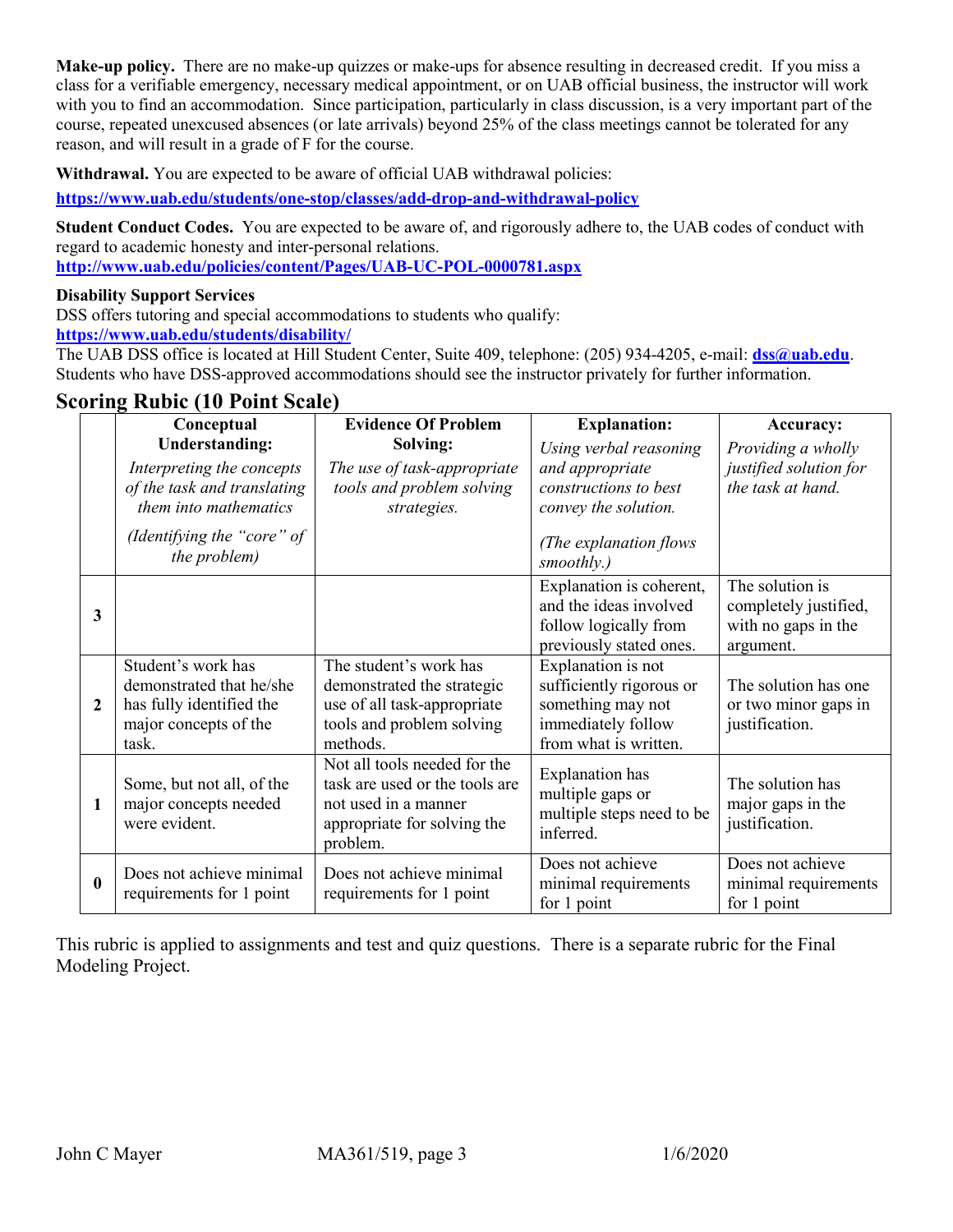**Make-up policy.** There are no make-up quizzes or make-ups for absence resulting in decreased credit. If you miss a class for a verifiable emergency, necessary medical appointment, or on UAB official business, the instructor will work with you to find an accommodation. Since participation, particularly in class discussion, is a very important part of the course, repeated unexcused absences (or late arrivals) beyond 25% of the class meetings cannot be tolerated for any reason, and will result in a grade of F for the course.

**Withdrawal.** You are expected to be aware of official UAB withdrawal policies:

**https://www.uab.edu/students/one-stop/classes/add-drop-and-withdrawal-policy**

**Student Conduct Codes.** You are expected to be aware of, and rigorously adhere to, the UAB codes of conduct with regard to academic honesty and inter-personal relations.
**http://www.uab.edu/policies/content/Pages/UAB-UC-POL-0000781.aspx**

**Disability Support Services**
DSS offers tutoring and special accommodations to students who qualify:
**https://www.uab.edu/students/disability/**
The UAB DSS office is located at Hill Student Center, Suite 409, telephone: (205) 934-4205, e-mail: **dss@uab.edu**. Students who have DSS-approved accommodations should see the instructor privately for further information.

## Scoring Rubric (10 Point Scale)

| | **Conceptual Understanding:** *Interpreting the concepts of the task and translating them into mathematics* *(Identifying the "core" of the problem)* | **Evidence Of Problem Solving:** *The use of task-appropriate tools and problem solving strategies.* | **Explanation:** *Using verbal reasoning and appropriate constructions to best convey the solution.* *(The explanation flows smoothly.)* | **Accuracy:** *Providing a wholly justified solution for the task at hand.* |
|---|---|---|---|---|
| **3** | | | Explanation is coherent, and the ideas involved follow logically from previously stated ones. | The solution is completely justified, with no gaps in the argument. |
| **2** | Student's work has demonstrated that he/she has fully identified the major concepts of the task. | The student's work has demonstrated the strategic use of all task-appropriate tools and problem solving methods. | Explanation is not sufficiently rigorous or something may not immediately follow from what is written. | The solution has one or two minor gaps in justification. |
| **1** | Some, but not all, of the major concepts needed were evident. | Not all tools needed for the task are used or the tools are not used in a manner appropriate for solving the problem. | Explanation has multiple gaps or multiple steps need to be inferred. | The solution has major gaps in the justification. |
| **0** | Does not achieve minimal requirements for 1 point | Does not achieve minimal requirements for 1 point | Does not achieve minimal requirements for 1 point | Does not achieve minimal requirements for 1 point |

This rubric is applied to assignments and test and quiz questions. There is a separate rubric for the Final Modeling Project.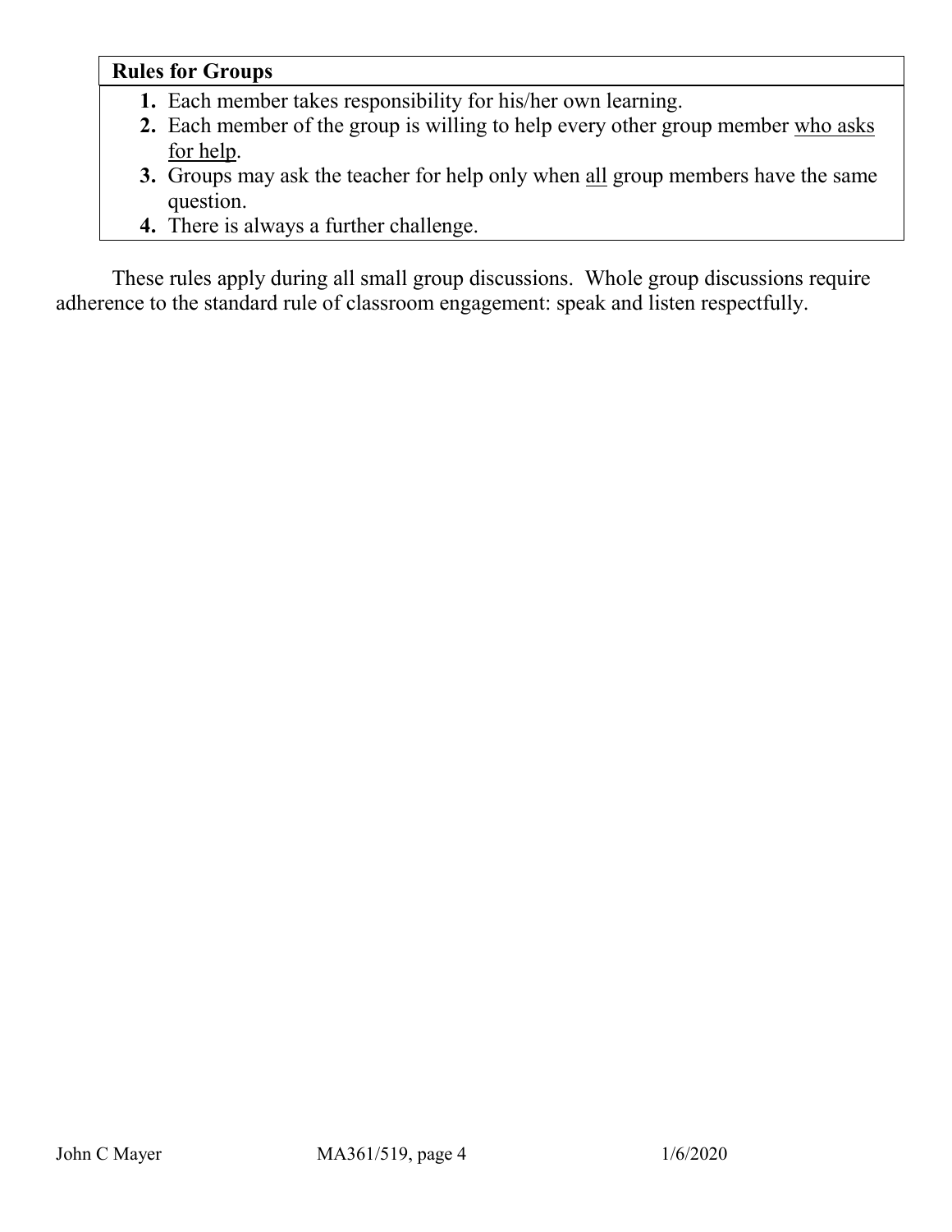**Rules for Groups**

1. Each member takes responsibility for his/her own learning.
2. Each member of the group is willing to help every other group member <u>who asks for help</u>.
3. Groups may ask the teacher for help only when <u>all</u> group members have the same question.
4. There is always a further challenge.

These rules apply during all small group discussions. Whole group discussions require adherence to the standard rule of classroom engagement: speak and listen respectfully.